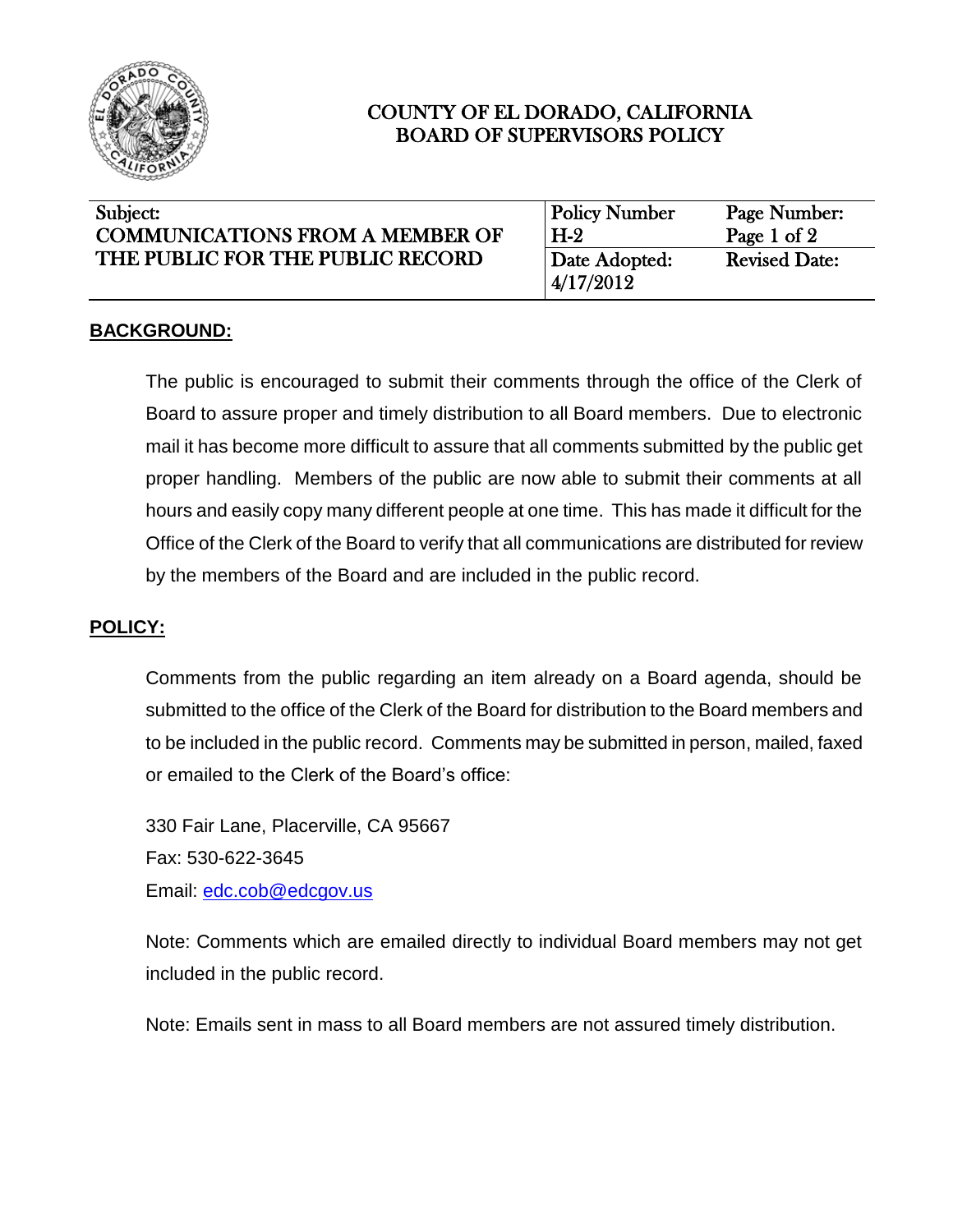# COUNTY OF EL DORADO, CALIFORNIA
# BOARD OF SUPERVISORS POLICY

| Subject: | Policy Number | Page Number: |
|---|---|---|
| COMMUNICATIONS FROM A MEMBER OF THE PUBLIC FOR THE PUBLIC RECORD | H-2 | Page 1 of 2 |
| | Date Adopted: 4/17/2012 | Revised Date: |

## BACKGROUND:

The public is encouraged to submit their comments through the office of the Clerk of Board to assure proper and timely distribution to all Board members. Due to electronic mail it has become more difficult to assure that all comments submitted by the public get proper handling. Members of the public are now able to submit their comments at all hours and easily copy many different people at one time. This has made it difficult for the Office of the Clerk of the Board to verify that all communications are distributed for review by the members of the Board and are included in the public record.

## POLICY:

Comments from the public regarding an item already on a Board agenda, should be submitted to the office of the Clerk of the Board for distribution to the Board members and to be included in the public record. Comments may be submitted in person, mailed, faxed or emailed to the Clerk of the Board's office:

330 Fair Lane, Placerville, CA 95667
Fax: 530-622-3645
Email: edc.cob@edcgov.us

Note: Comments which are emailed directly to individual Board members may not get included in the public record.

Note: Emails sent in mass to all Board members are not assured timely distribution.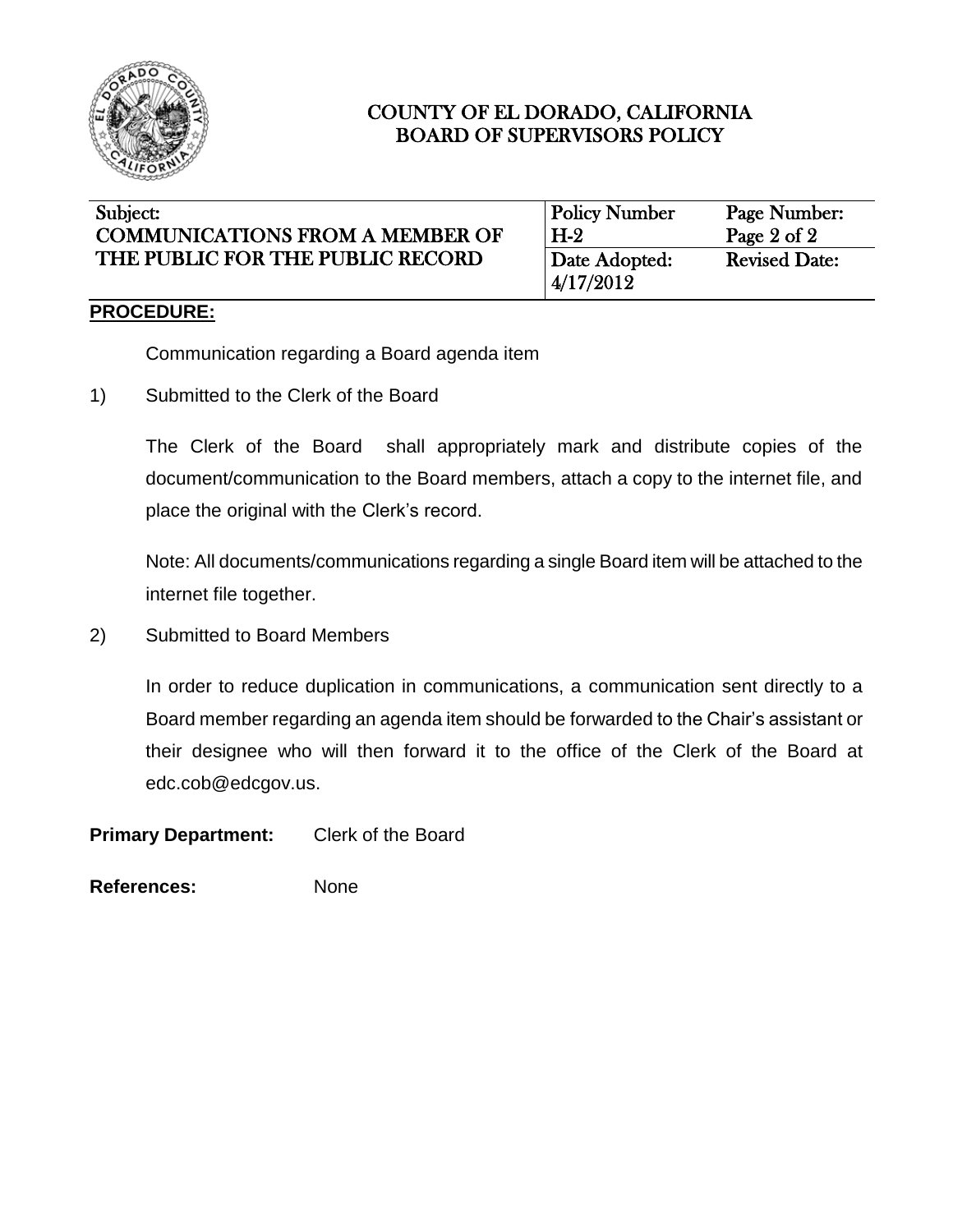# COUNTY OF EL DORADO, CALIFORNIA
# BOARD OF SUPERVISORS POLICY

| Subject: | Policy Number | Page Number: |
| --- | --- | --- |
| COMMUNICATIONS FROM A MEMBER OF THE PUBLIC FOR THE PUBLIC RECORD | H-2 | Page 2 of 2 |
| | Date Adopted: 4/17/2012 | Revised Date: |

**PROCEDURE:**

Communication regarding a Board agenda item

1) Submitted to the Clerk of the Board

The Clerk of the Board shall appropriately mark and distribute copies of the document/communication to the Board members, attach a copy to the internet file, and place the original with the Clerk's record.

Note: All documents/communications regarding a single Board item will be attached to the internet file together.

2) Submitted to Board Members

In order to reduce duplication in communications, a communication sent directly to a Board member regarding an agenda item should be forwarded to the Chair's assistant or their designee who will then forward it to the office of the Clerk of the Board at edc.cob@edcgov.us.

**Primary Department:** Clerk of the Board

**References:** None